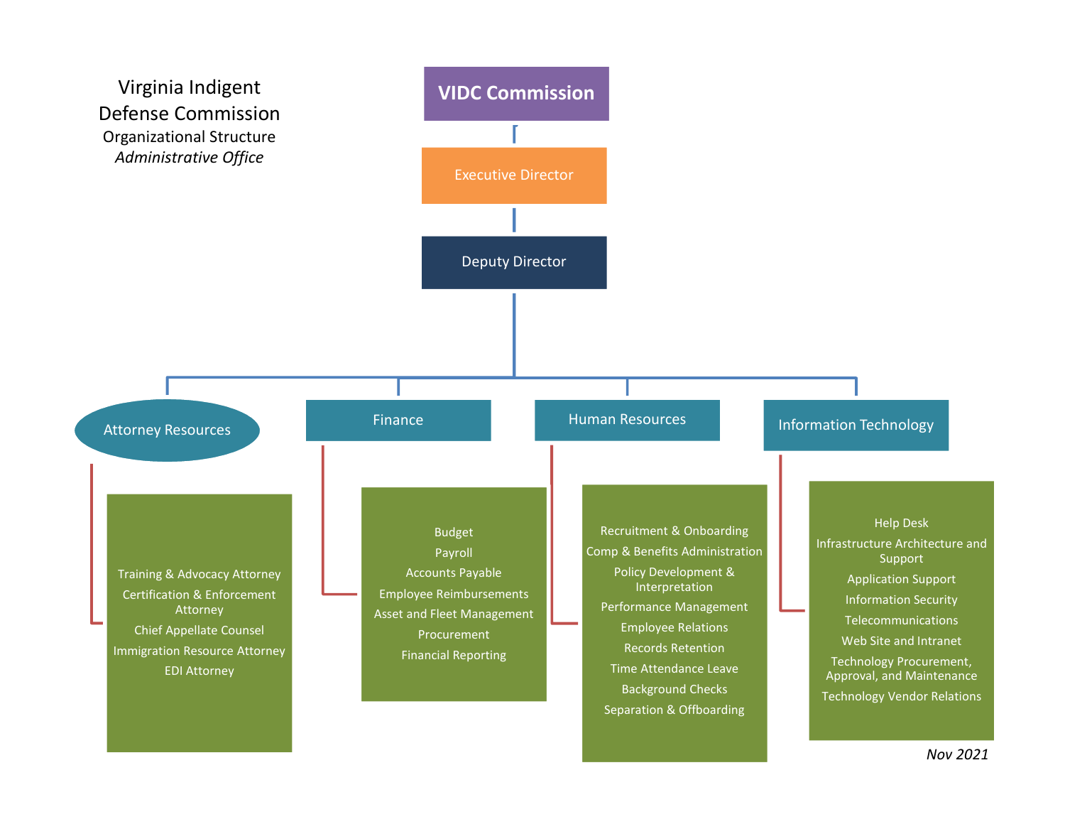# Virginia Indigent Defense Commission

Organizational Structure

*Administrative Office*

- **VIDC Commission**
  - Executive Director
    - Deputy Director
      - Attorney Resources
        - Training & Advocacy Attorney
        - Certification & Enforcement Attorney
        - Chief Appellate Counsel
        - Immigration Resource Attorney
        - EDI Attorney
      - Finance
        - Budget
        - Payroll
        - Accounts Payable
        - Employee Reimbursements
        - Asset and Fleet Management
        - Procurement
        - Financial Reporting
      - Human Resources
        - Recruitment & Onboarding
        - Comp & Benefits Administration
        - Policy Development & Interpretation
        - Performance Management
        - Employee Relations
        - Records Retention
        - Time Attendance Leave
        - Background Checks
        - Separation & Offboarding
      - Information Technology
        - Help Desk
        - Infrastructure Architecture and Support
        - Application Support
        - Information Security
        - Telecommunications
        - Web Site and Intranet
        - Technology Procurement, Approval, and Maintenance
        - Technology Vendor Relations

*Nov 2021*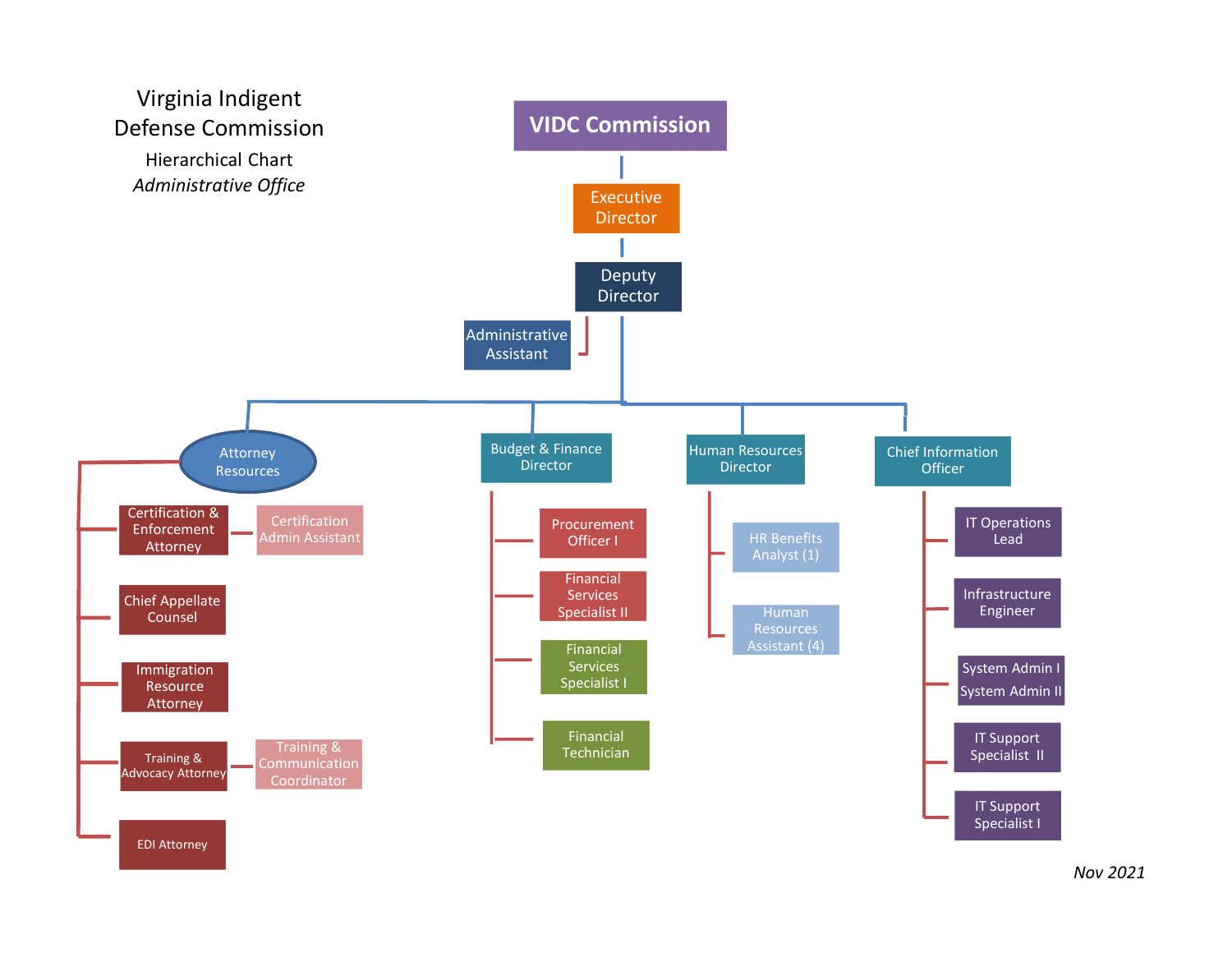# Virginia Indigent Defense Commission

## Hierarchical Chart

*Administrative Office*

- **VIDC Commission**
  - Executive Director
    - Deputy Director
      - Administrative Assistant
      - Attorney Resources
        - Certification & Enforcement Attorney
          - Certification Admin Assistant
        - Chief Appellate Counsel
        - Immigration Resource Attorney
        - Training & Advocacy Attorney
          - Training & Communication Coordinator
        - EDI Attorney
      - Budget & Finance Director
        - Procurement Officer I
        - Financial Services Specialist II
        - Financial Services Specialist I
        - Financial Technician
      - Human Resources Director
        - HR Benefits Analyst (1)
        - Human Resources Assistant (4)
      - Chief Information Officer
        - IT Operations Lead
        - Infrastructure Engineer
        - System Admin I / System Admin II
        - IT Support Specialist II
        - IT Support Specialist I

*Nov 2021*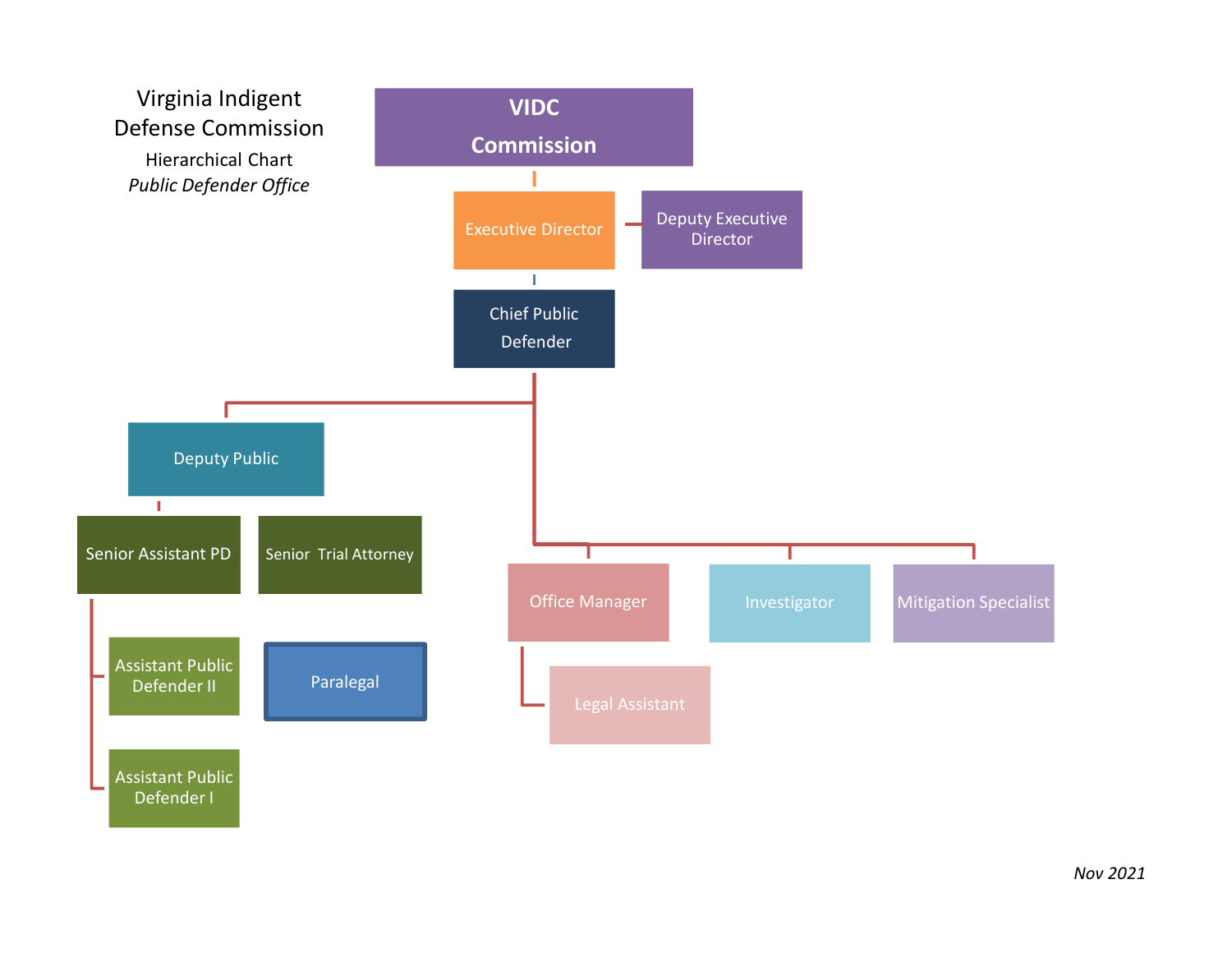Virginia Indigent Defense Commission

Hierarchical Chart

*Public Defender Office*

- **VIDC Commission**
  - Executive Director
    - Deputy Executive Director
    - Chief Public Defender
      - Deputy Public
        - Senior Assistant PD
          - Assistant Public Defender II
          - Assistant Public Defender I
        - Senior Trial Attorney
        - Paralegal
      - Office Manager
        - Legal Assistant
      - Investigator
      - Mitigation Specialist

*Nov 2021*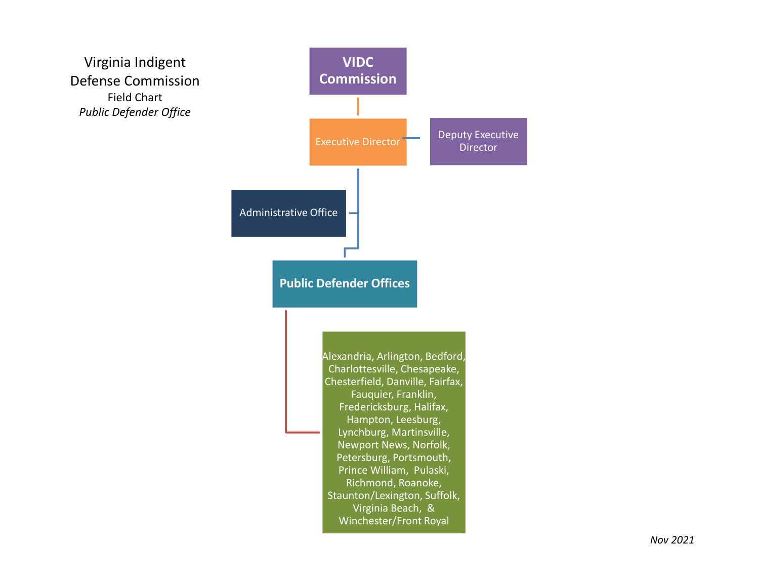# Virginia Indigent Defense Commission

Field Chart

*Public Defender Office*

**VIDC Commission**

Executive Director

Deputy Executive Director

Administrative Office

**Public Defender Offices**

Alexandria, Arlington, Bedford, Charlottesville, Chesapeake, Chesterfield, Danville, Fairfax, Fauquier, Franklin, Fredericksburg, Halifax, Hampton, Leesburg, Lynchburg, Martinsville, Newport News, Norfolk, Petersburg, Portsmouth, Prince William, Pulaski, Richmond, Roanoke, Staunton/Lexington, Suffolk, Virginia Beach, & Winchester/Front Royal

*Nov 2021*